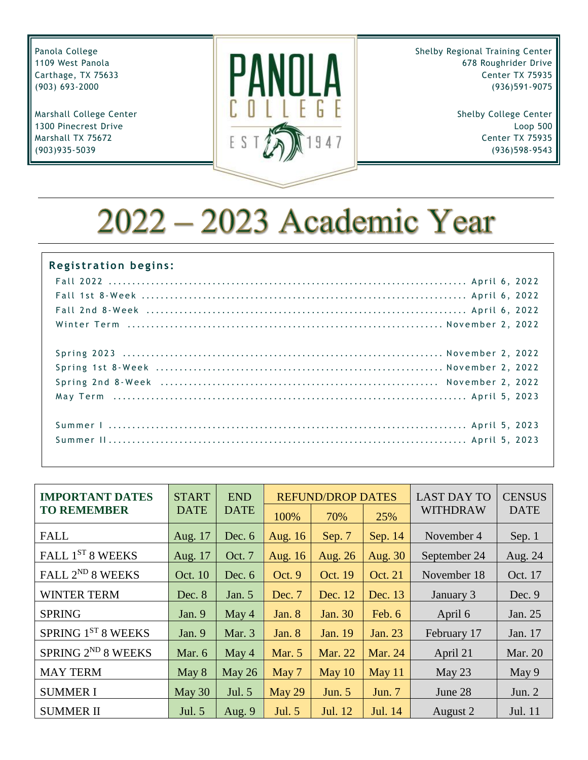Panola College
1109 West Panola
Carthage, TX 75633
(903) 693-2000

Marshall College Center
1300 Pinecrest Drive
Marshall TX 75672
(903)935-5039

PANOLA COLLEGE EST 1947

Shelby Regional Training Center
678 Roughrider Drive
Center TX 75935
(936)591-9075

Shelby College Center
Loop 500
Center TX 75935
(936)598-9543

# 2022 – 2023 Academic Year

**Registration begins:**

Fall 2022 ............ April 6, 2022
Fall 1st 8-Week ............ April 6, 2022
Fall 2nd 8-Week ............ April 6, 2022
Winter Term ............ November 2, 2022

Spring 2023 ............ November 2, 2022
Spring 1st 8-Week ............ November 2, 2022
Spring 2nd 8-Week ............ November 2, 2022
May Term ............ April 5, 2023

Summer I ............ April 5, 2023
Summer II ............ April 5, 2023

| IMPORTANT DATES TO REMEMBER | START DATE | END DATE | REFUND/DROP DATES | | | LAST DAY TO WITHDRAW | CENSUS DATE |
|---|---|---|---|---|---|---|---|
| | | | 100% | 70% | 25% | | |
| FALL | Aug. 17 | Dec. 6 | Aug. 16 | Sep. 7 | Sep. 14 | November 4 | Sep. 1 |
| FALL 1ST 8 WEEKS | Aug. 17 | Oct. 7 | Aug. 16 | Aug. 26 | Aug. 30 | September 24 | Aug. 24 |
| FALL 2ND 8 WEEKS | Oct. 10 | Dec. 6 | Oct. 9 | Oct. 19 | Oct. 21 | November 18 | Oct. 17 |
| WINTER TERM | Dec. 8 | Jan. 5 | Dec. 7 | Dec. 12 | Dec. 13 | January 3 | Dec. 9 |
| SPRING | Jan. 9 | May 4 | Jan. 8 | Jan. 30 | Feb. 6 | April 6 | Jan. 25 |
| SPRING 1ST 8 WEEKS | Jan. 9 | Mar. 3 | Jan. 8 | Jan. 19 | Jan. 23 | February 17 | Jan. 17 |
| SPRING 2ND 8 WEEKS | Mar. 6 | May 4 | Mar. 5 | Mar. 22 | Mar. 24 | April 21 | Mar. 20 |
| MAY TERM | May 8 | May 26 | May 7 | May 10 | May 11 | May 23 | May 9 |
| SUMMER I | May 30 | Jul. 5 | May 29 | Jun. 5 | Jun. 7 | June 28 | Jun. 2 |
| SUMMER II | Jul. 5 | Aug. 9 | Jul. 5 | Jul. 12 | Jul. 14 | August 2 | Jul. 11 |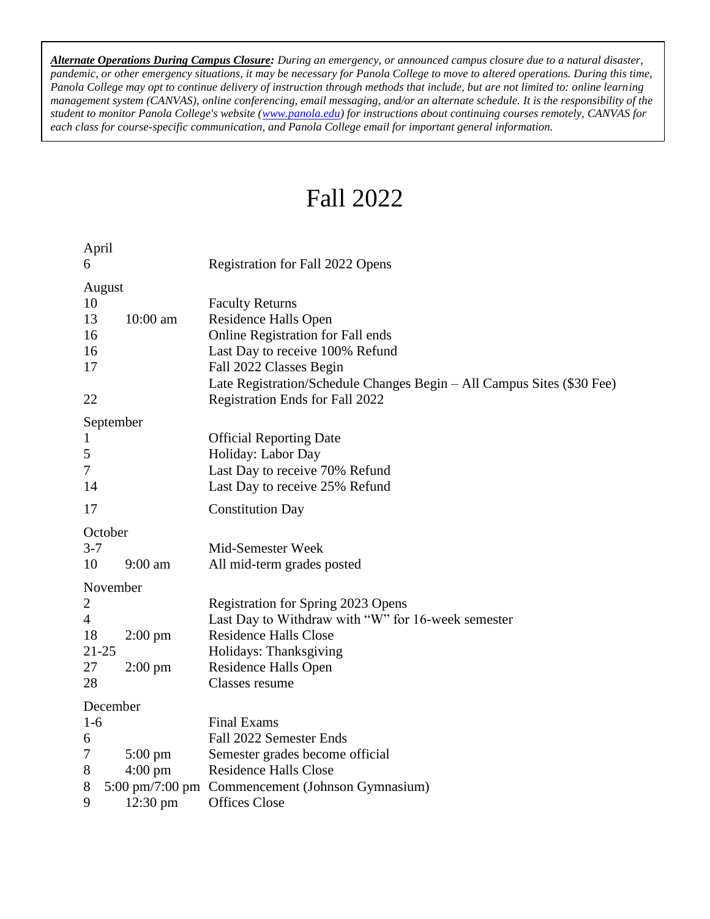***<u>Alternate Operations During Campus Closure</u>:*** *During an emergency, or announced campus closure due to a natural disaster, pandemic, or other emergency situations, it may be necessary for Panola College to move to altered operations. During this time, Panola College may opt to continue delivery of instruction through methods that include, but are not limited to: online learning management system (CANVAS), online conferencing, email messaging, and/or an alternate schedule. It is the responsibility of the student to monitor Panola College's website ([www.panola.edu](http://www.panola.edu)) for instructions about continuing courses remotely, CANVAS for each class for course-specific communication, and Panola College email for important general information.*

# Fall 2022

| Date | Time | Event |
|---|---|---|
| **April** | | |
| 6 | | Registration for Fall 2022 Opens |
| **August** | | |
| 10 | | Faculty Returns |
| 13 | 10:00 am | Residence Halls Open |
| 16 | | Online Registration for Fall ends |
| 16 | | Last Day to receive 100% Refund |
| 17 | | Fall 2022 Classes Begin |
| | | Late Registration/Schedule Changes Begin – All Campus Sites ($30 Fee) |
| 22 | | Registration Ends for Fall 2022 |
| **September** | | |
| 1 | | Official Reporting Date |
| 5 | | Holiday: Labor Day |
| 7 | | Last Day to receive 70% Refund |
| 14 | | Last Day to receive 25% Refund |
| 17 | | Constitution Day |
| **October** | | |
| 3-7 | | Mid-Semester Week |
| 10 | 9:00 am | All mid-term grades posted |
| **November** | | |
| 2 | | Registration for Spring 2023 Opens |
| 4 | | Last Day to Withdraw with "W" for 16-week semester |
| 18 | 2:00 pm | Residence Halls Close |
| 21-25 | | Holidays: Thanksgiving |
| 27 | 2:00 pm | Residence Halls Open |
| 28 | | Classes resume |
| **December** | | |
| 1-6 | | Final Exams |
| 6 | | Fall 2022 Semester Ends |
| 7 | 5:00 pm | Semester grades become official |
| 8 | 4:00 pm | Residence Halls Close |
| 8 | 5:00 pm/7:00 pm | Commencement (Johnson Gymnasium) |
| 9 | 12:30 pm | Offices Close |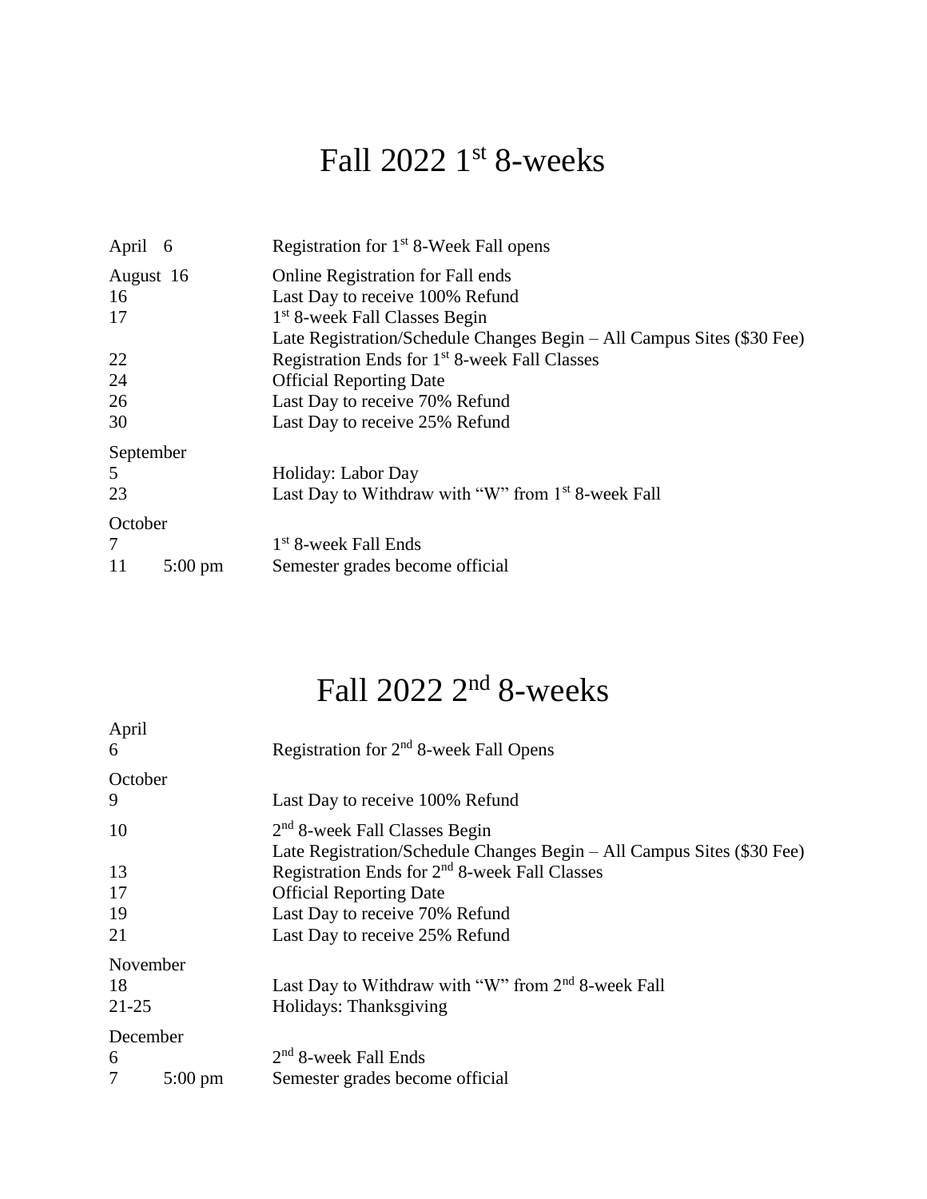# Fall 2022 1st 8-weeks

| | |
|---|---|
| April 6 | Registration for 1st 8-Week Fall opens |
| August 16 | Online Registration for Fall ends |
| 16 | Last Day to receive 100% Refund |
| 17 | 1st 8-week Fall Classes Begin |
| | Late Registration/Schedule Changes Begin – All Campus Sites ($30 Fee) |
| 22 | Registration Ends for 1st 8-week Fall Classes |
| 24 | Official Reporting Date |
| 26 | Last Day to receive 70% Refund |
| 30 | Last Day to receive 25% Refund |
| September | |
| 5 | Holiday: Labor Day |
| 23 | Last Day to Withdraw with "W" from 1st 8-week Fall |
| October | |
| 7 | 1st 8-week Fall Ends |
| 11 5:00 pm | Semester grades become official |

# Fall 2022 2nd 8-weeks

| | |
|---|---|
| April | |
| 6 | Registration for 2nd 8-week Fall Opens |
| October | |
| 9 | Last Day to receive 100% Refund |
| 10 | 2nd 8-week Fall Classes Begin |
| | Late Registration/Schedule Changes Begin – All Campus Sites ($30 Fee) |
| 13 | Registration Ends for 2nd 8-week Fall Classes |
| 17 | Official Reporting Date |
| 19 | Last Day to receive 70% Refund |
| 21 | Last Day to receive 25% Refund |
| November | |
| 18 | Last Day to Withdraw with "W" from 2nd 8-week Fall |
| 21-25 | Holidays: Thanksgiving |
| December | |
| 6 | 2nd 8-week Fall Ends |
| 7 5:00 pm | Semester grades become official |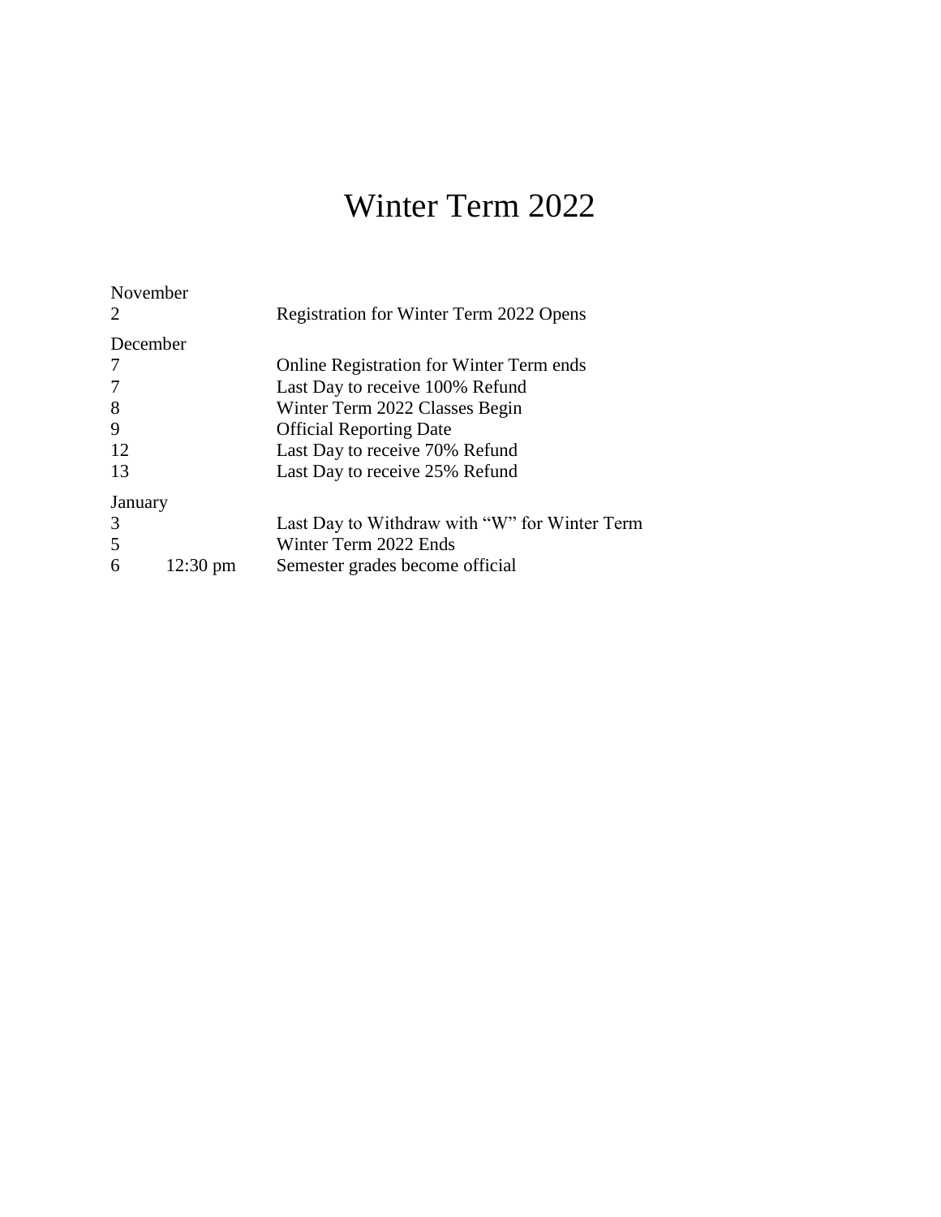# Winter Term 2022

| | | |
|---|---|---|
| **November** | | |
| 2 | | Registration for Winter Term 2022 Opens |
| **December** | | |
| 7 | | Online Registration for Winter Term ends |
| 7 | | Last Day to receive 100% Refund |
| 8 | | Winter Term 2022 Classes Begin |
| 9 | | Official Reporting Date |
| 12 | | Last Day to receive 70% Refund |
| 13 | | Last Day to receive 25% Refund |
| **January** | | |
| 3 | | Last Day to Withdraw with "W" for Winter Term |
| 5 | | Winter Term 2022 Ends |
| 6 | 12:30 pm | Semester grades become official |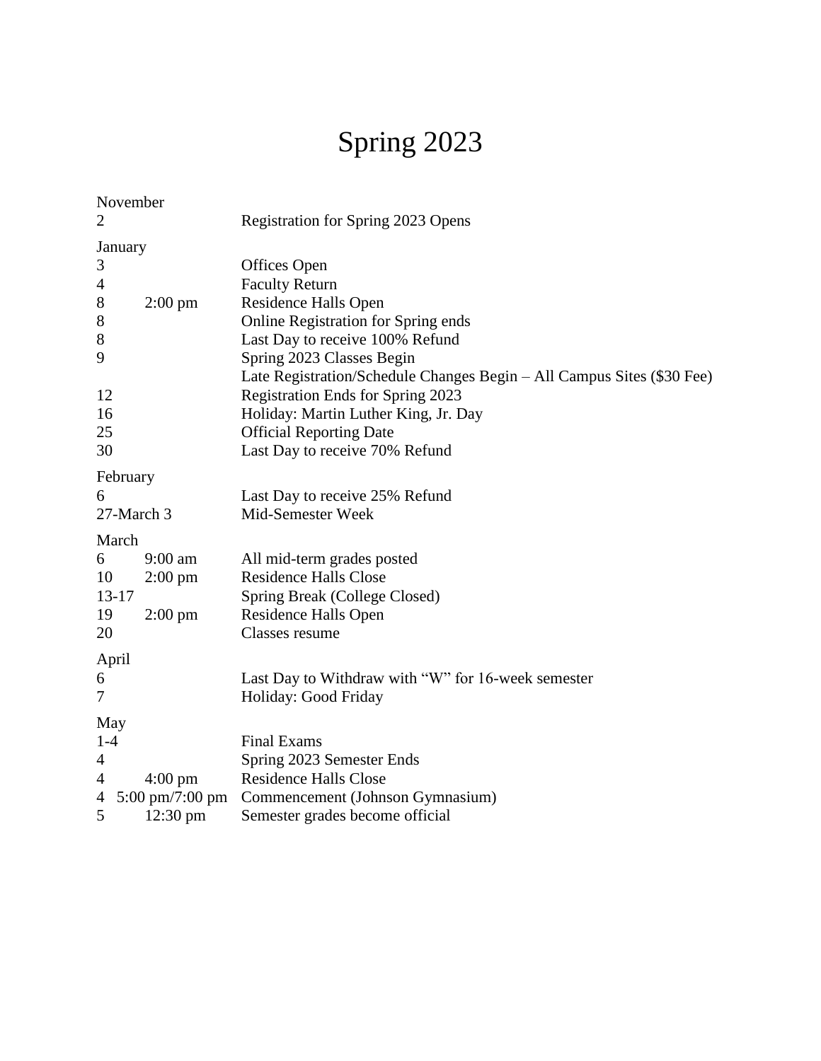# Spring 2023

**November**

| Date | Time | Event |
| --- | --- | --- |
| 2 | | Registration for Spring 2023 Opens |

**January**

| Date | Time | Event |
| --- | --- | --- |
| 3 | | Offices Open |
| 4 | | Faculty Return |
| 8 | 2:00 pm | Residence Halls Open |
| 8 | | Online Registration for Spring ends |
| 8 | | Last Day to receive 100% Refund |
| 9 | | Spring 2023 Classes Begin |
| | | Late Registration/Schedule Changes Begin – All Campus Sites ($30 Fee) |
| 12 | | Registration Ends for Spring 2023 |
| 16 | | Holiday: Martin Luther King, Jr. Day |
| 25 | | Official Reporting Date |
| 30 | | Last Day to receive 70% Refund |

**February**

| Date | Time | Event |
| --- | --- | --- |
| 6 | | Last Day to receive 25% Refund |
| 27-March 3 | | Mid-Semester Week |

**March**

| Date | Time | Event |
| --- | --- | --- |
| 6 | 9:00 am | All mid-term grades posted |
| 10 | 2:00 pm | Residence Halls Close |
| 13-17 | | Spring Break (College Closed) |
| 19 | 2:00 pm | Residence Halls Open |
| 20 | | Classes resume |

**April**

| Date | Time | Event |
| --- | --- | --- |
| 6 | | Last Day to Withdraw with "W" for 16-week semester |
| 7 | | Holiday: Good Friday |

**May**

| Date | Time | Event |
| --- | --- | --- |
| 1-4 | | Final Exams |
| 4 | | Spring 2023 Semester Ends |
| 4 | 4:00 pm | Residence Halls Close |
| 4 | 5:00 pm/7:00 pm | Commencement (Johnson Gymnasium) |
| 5 | 12:30 pm | Semester grades become official |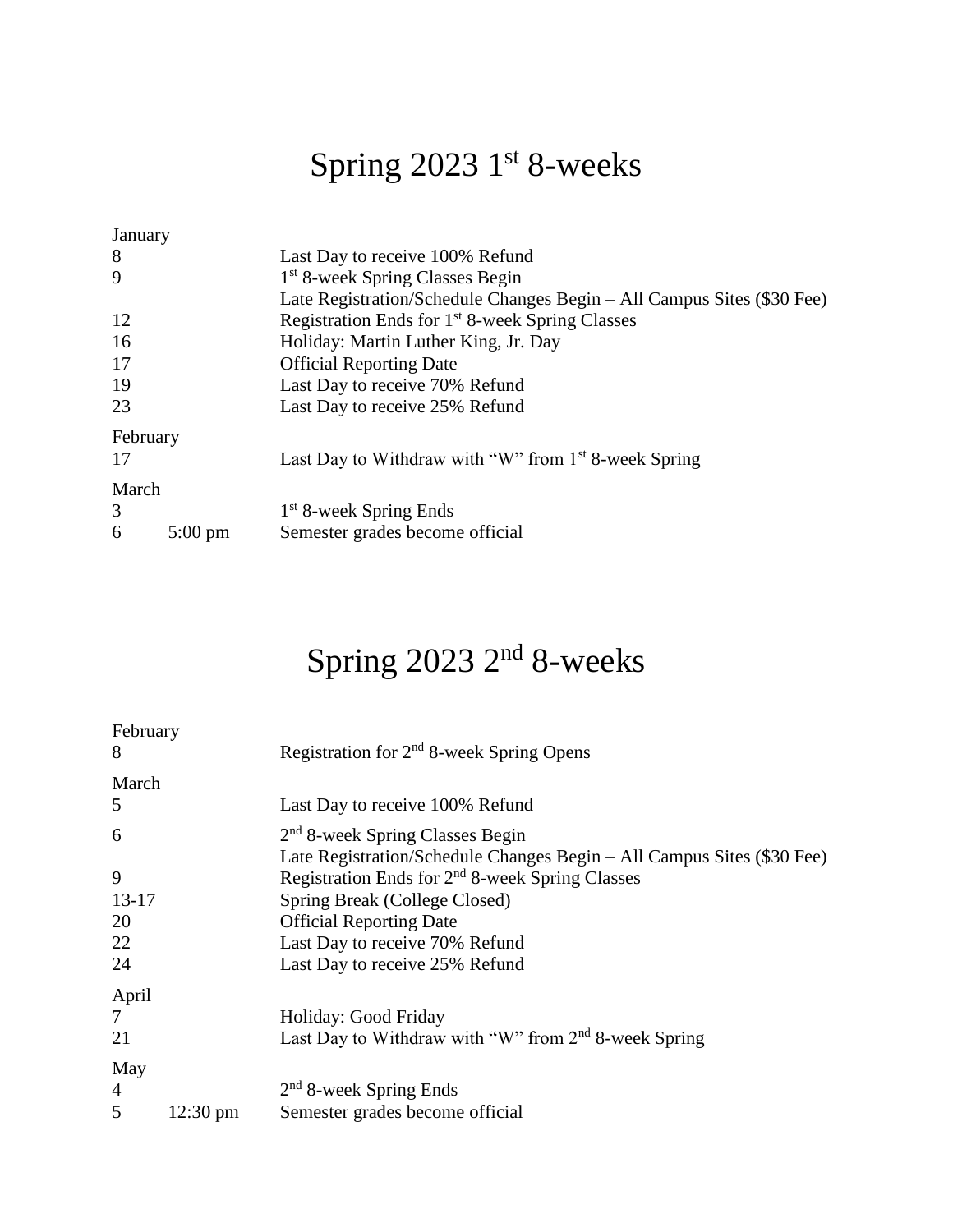# Spring 2023 1st 8-weeks

| | | |
|---|---|---|
| **January** | | |
| 8 | | Last Day to receive 100% Refund |
| 9 | | 1st 8-week Spring Classes Begin |
| | | Late Registration/Schedule Changes Begin – All Campus Sites ($30 Fee) |
| 12 | | Registration Ends for 1st 8-week Spring Classes |
| 16 | | Holiday: Martin Luther King, Jr. Day |
| 17 | | Official Reporting Date |
| 19 | | Last Day to receive 70% Refund |
| 23 | | Last Day to receive 25% Refund |
| **February** | | |
| 17 | | Last Day to Withdraw with "W" from 1st 8-week Spring |
| **March** | | |
| 3 | | 1st 8-week Spring Ends |
| 6 | 5:00 pm | Semester grades become official |

# Spring 2023 2nd 8-weeks

| | | |
|---|---|---|
| **February** | | |
| 8 | | Registration for 2nd 8-week Spring Opens |
| **March** | | |
| 5 | | Last Day to receive 100% Refund |
| 6 | | 2nd 8-week Spring Classes Begin |
| | | Late Registration/Schedule Changes Begin – All Campus Sites ($30 Fee) |
| 9 | | Registration Ends for 2nd 8-week Spring Classes |
| 13-17 | | Spring Break (College Closed) |
| 20 | | Official Reporting Date |
| 22 | | Last Day to receive 70% Refund |
| 24 | | Last Day to receive 25% Refund |
| **April** | | |
| 7 | | Holiday: Good Friday |
| 21 | | Last Day to Withdraw with "W" from 2nd 8-week Spring |
| **May** | | |
| 4 | | 2nd 8-week Spring Ends |
| 5 | 12:30 pm | Semester grades become official |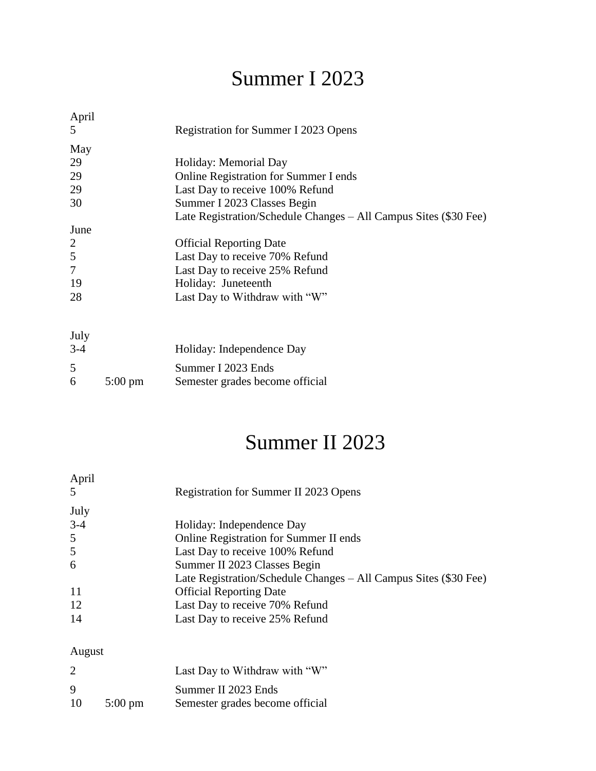# Summer I 2023

| | | |
|---|---|---|
| **April** | | |
| 5 | | Registration for Summer I 2023 Opens |
| **May** | | |
| 29 | | Holiday: Memorial Day |
| 29 | | Online Registration for Summer I ends |
| 29 | | Last Day to receive 100% Refund |
| 30 | | Summer I 2023 Classes Begin |
| | | Late Registration/Schedule Changes – All Campus Sites ($30 Fee) |
| **June** | | |
| 2 | | Official Reporting Date |
| 5 | | Last Day to receive 70% Refund |
| 7 | | Last Day to receive 25% Refund |
| 19 | | Holiday: Juneteenth |
| 28 | | Last Day to Withdraw with "W" |
| **July** | | |
| 3-4 | | Holiday: Independence Day |
| 5 | | Summer I 2023 Ends |
| 6 | 5:00 pm | Semester grades become official |

# Summer II 2023

| | | |
|---|---|---|
| **April** | | |
| 5 | | Registration for Summer II 2023 Opens |
| **July** | | |
| 3-4 | | Holiday: Independence Day |
| 5 | | Online Registration for Summer II ends |
| 5 | | Last Day to receive 100% Refund |
| 6 | | Summer II 2023 Classes Begin |
| | | Late Registration/Schedule Changes – All Campus Sites ($30 Fee) |
| 11 | | Official Reporting Date |
| 12 | | Last Day to receive 70% Refund |
| 14 | | Last Day to receive 25% Refund |
| **August** | | |
| 2 | | Last Day to Withdraw with "W" |
| 9 | | Summer II 2023 Ends |
| 10 | 5:00 pm | Semester grades become official |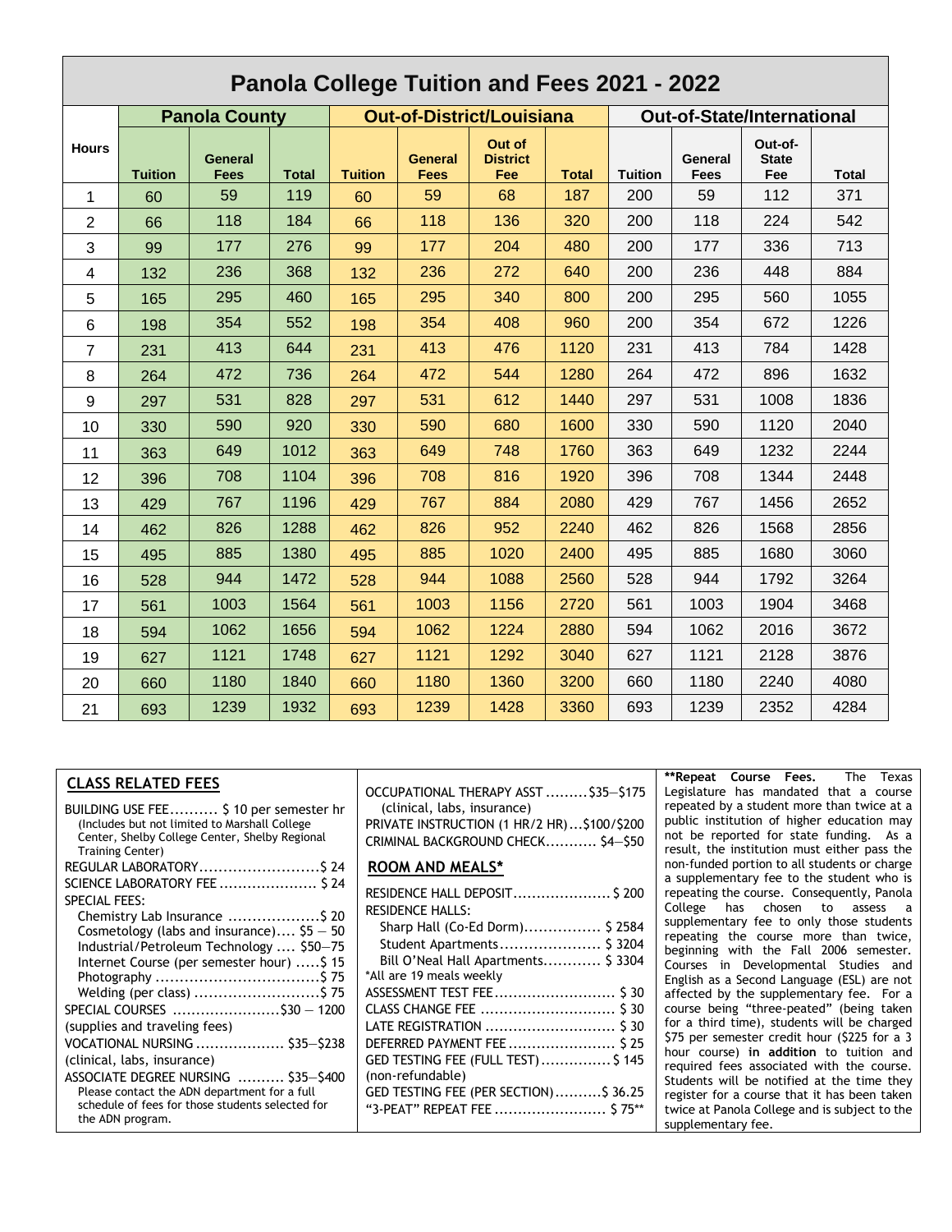# Panola College Tuition and Fees 2021 - 2022

| Hours | Panola County | | | Out-of-District/Louisiana | | | | Out-of-State/International | | | |
|---|---|---|---|---|---|---|---|---|---|---|---|
| | Tuition | General Fees | Total | Tuition | General Fees | Out of District Fee | Total | Tuition | General Fees | Out-of-State Fee | Total |
| 1 | 60 | 59 | 119 | 60 | 59 | 68 | 187 | 200 | 59 | 112 | 371 |
| 2 | 66 | 118 | 184 | 66 | 118 | 136 | 320 | 200 | 118 | 224 | 542 |
| 3 | 99 | 177 | 276 | 99 | 177 | 204 | 480 | 200 | 177 | 336 | 713 |
| 4 | 132 | 236 | 368 | 132 | 236 | 272 | 640 | 200 | 236 | 448 | 884 |
| 5 | 165 | 295 | 460 | 165 | 295 | 340 | 800 | 200 | 295 | 560 | 1055 |
| 6 | 198 | 354 | 552 | 198 | 354 | 408 | 960 | 200 | 354 | 672 | 1226 |
| 7 | 231 | 413 | 644 | 231 | 413 | 476 | 1120 | 231 | 413 | 784 | 1428 |
| 8 | 264 | 472 | 736 | 264 | 472 | 544 | 1280 | 264 | 472 | 896 | 1632 |
| 9 | 297 | 531 | 828 | 297 | 531 | 612 | 1440 | 297 | 531 | 1008 | 1836 |
| 10 | 330 | 590 | 920 | 330 | 590 | 680 | 1600 | 330 | 590 | 1120 | 2040 |
| 11 | 363 | 649 | 1012 | 363 | 649 | 748 | 1760 | 363 | 649 | 1232 | 2244 |
| 12 | 396 | 708 | 1104 | 396 | 708 | 816 | 1920 | 396 | 708 | 1344 | 2448 |
| 13 | 429 | 767 | 1196 | 429 | 767 | 884 | 2080 | 429 | 767 | 1456 | 2652 |
| 14 | 462 | 826 | 1288 | 462 | 826 | 952 | 2240 | 462 | 826 | 1568 | 2856 |
| 15 | 495 | 885 | 1380 | 495 | 885 | 1020 | 2400 | 495 | 885 | 1680 | 3060 |
| 16 | 528 | 944 | 1472 | 528 | 944 | 1088 | 2560 | 528 | 944 | 1792 | 3264 |
| 17 | 561 | 1003 | 1564 | 561 | 1003 | 1156 | 2720 | 561 | 1003 | 1904 | 3468 |
| 18 | 594 | 1062 | 1656 | 594 | 1062 | 1224 | 2880 | 594 | 1062 | 2016 | 3672 |
| 19 | 627 | 1121 | 1748 | 627 | 1121 | 1292 | 3040 | 627 | 1121 | 2128 | 3876 |
| 20 | 660 | 1180 | 1840 | 660 | 1180 | 1360 | 3200 | 660 | 1180 | 2240 | 4080 |
| 21 | 693 | 1239 | 1932 | 693 | 1239 | 1428 | 3360 | 693 | 1239 | 2352 | 4284 |

## CLASS RELATED FEES

- BUILDING USE FEE.......... $ 10 per semester hr
  - (Includes but not limited to Marshall College Center, Shelby College Center, Shelby Regional Training Center)
- REGULAR LABORATORY......................... $ 24
- SCIENCE LABORATORY FEE ..................... $ 24
- SPECIAL FEES:
  - Chemistry Lab Insurance ................... $ 20
  - Cosmetology (labs and insurance).... $5 — 50
  - Industrial/Petroleum Technology .... $50—75
  - Internet Course (per semester hour) .....$ 15
  - Photography .................................$ 75
  - Welding (per class) .........................$ 75
- SPECIAL COURSES .......................$30 — 1200 (supplies and traveling fees)
- VOCATIONAL NURSING ................... $35—$238 (clinical, labs, insurance)
- ASSOCIATE DEGREE NURSING .......... $35—$400
  - Please contact the ADN department for a full schedule of fees for those students selected for the ADN program.
- OCCUPATIONAL THERAPY ASST .........$35—$175
  - (clinical, labs, insurance)
- PRIVATE INSTRUCTION (1 HR/2 HR)...$100/$200
- CRIMINAL BACKGROUND CHECK........... $4—$50

## ROOM AND MEALS*

- RESIDENCE HALL DEPOSIT..................... $ 200
- RESIDENCE HALLS:
  - Sharp Hall (Co-Ed Dorm)................ $ 2584
  - Student Apartments..................... $ 3204
  - Bill O'Neal Hall Apartments............ $ 3304

*All are 19 meals weekly

- ASSESSMENT TEST FEE.......................... $ 30
- CLASS CHANGE FEE ............................ $ 30
- LATE REGISTRATION ........................... $ 30
- DEFERRED PAYMENT FEE ....................... $ 25
- GED TESTING FEE (FULL TEST)............... $ 145 (non-refundable)
- GED TESTING FEE (PER SECTION)..........$ 36.25
- "3-PEAT" REPEAT FEE ........................ $ 75**

**Repeat Course Fees. The Texas Legislature has mandated that a course repeated by a student more than twice at a public institution of higher education may not be reported for state funding. As a result, the institution must either pass the non-funded portion to all students or charge a supplementary fee to the student who is repeating the course. Consequently, Panola College has chosen to assess a supplementary fee to only those students repeating the course more than twice, beginning with the Fall 2006 semester. Courses in Developmental Studies and English as a Second Language (ESL) are not affected by the supplementary fee. For a course being "three-peated" (being taken for a third time), students will be charged $75 per semester credit hour ($225 for a 3 hour course) **in addition** to tuition and required fees associated with the course. Students will be notified at the time they register for a course that it has been taken twice at Panola College and is subject to the supplementary fee.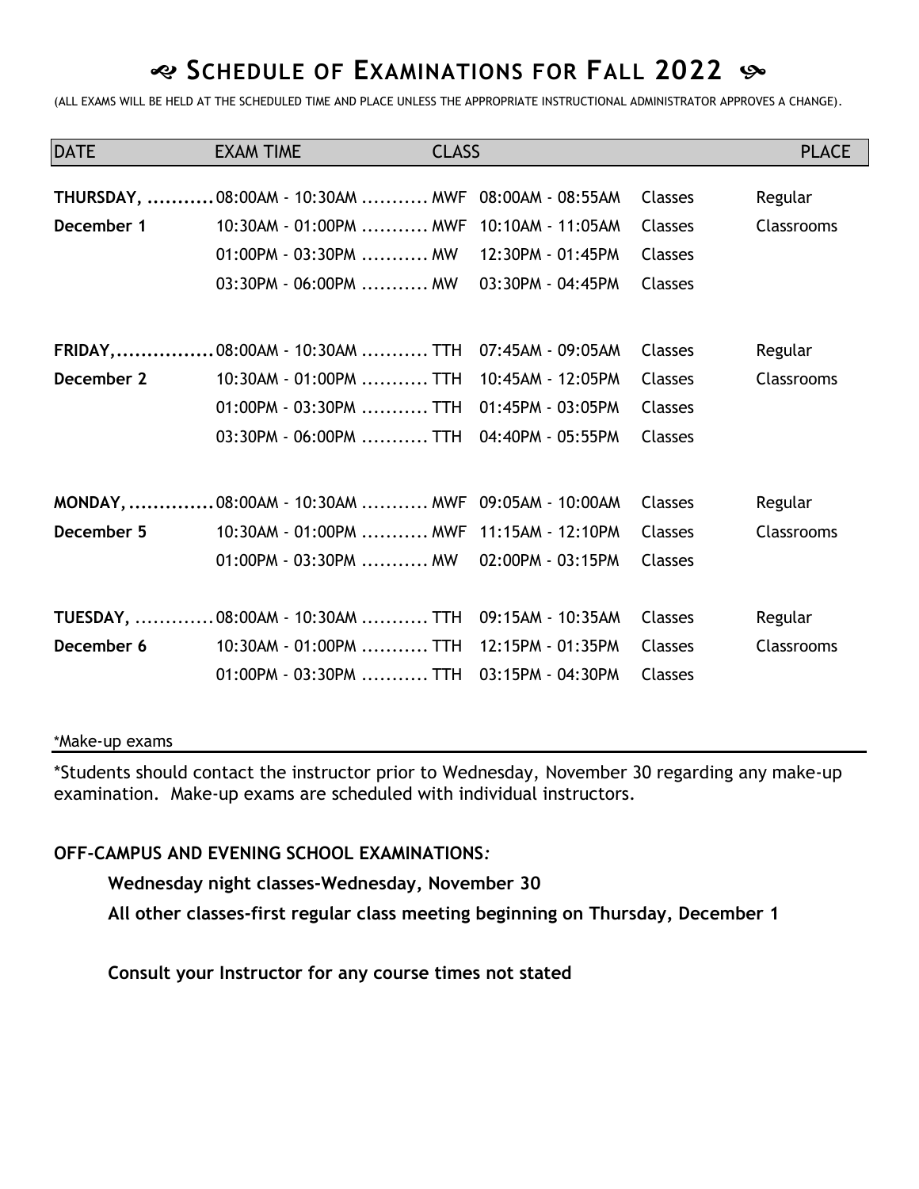# ☙ SCHEDULE OF EXAMINATIONS FOR FALL 2022 ❧

(ALL EXAMS WILL BE HELD AT THE SCHEDULED TIME AND PLACE UNLESS THE APPROPRIATE INSTRUCTIONAL ADMINISTRATOR APPROVES A CHANGE).

| DATE | EXAM TIME | CLASS | | | PLACE |
|---|---|---|---|---|---|
| **THURSDAY,** | 08:00AM - 10:30AM | MWF | 08:00AM - 08:55AM | Classes | Regular |
| **December 1** | 10:30AM - 01:00PM | MWF | 10:10AM - 11:05AM | Classes | Classrooms |
| | 01:00PM - 03:30PM | MW | 12:30PM - 01:45PM | Classes | |
| | 03:30PM - 06:00PM | MW | 03:30PM - 04:45PM | Classes | |
| **FRIDAY,** | 08:00AM - 10:30AM | TTH | 07:45AM - 09:05AM | Classes | Regular |
| **December 2** | 10:30AM - 01:00PM | TTH | 10:45AM - 12:05PM | Classes | Classrooms |
| | 01:00PM - 03:30PM | TTH | 01:45PM - 03:05PM | Classes | |
| | 03:30PM - 06:00PM | TTH | 04:40PM - 05:55PM | Classes | |
| **MONDAY,** | 08:00AM - 10:30AM | MWF | 09:05AM - 10:00AM | Classes | Regular |
| **December 5** | 10:30AM - 01:00PM | MWF | 11:15AM - 12:10PM | Classes | Classrooms |
| | 01:00PM - 03:30PM | MW | 02:00PM - 03:15PM | Classes | |
| **TUESDAY,** | 08:00AM - 10:30AM | TTH | 09:15AM - 10:35AM | Classes | Regular |
| **December 6** | 10:30AM - 01:00PM | TTH | 12:15PM - 01:35PM | Classes | Classrooms |
| | 01:00PM - 03:30PM | TTH | 03:15PM - 04:30PM | Classes | |

*Make-up exams

*Students should contact the instructor prior to Wednesday, November 30 regarding any make-up examination. Make-up exams are scheduled with individual instructors.

**OFF-CAMPUS AND EVENING SCHOOL EXAMINATIONS:**

**Wednesday night classes-Wednesday, November 30**

**All other classes-first regular class meeting beginning on Thursday, December 1**

**Consult your Instructor for any course times not stated**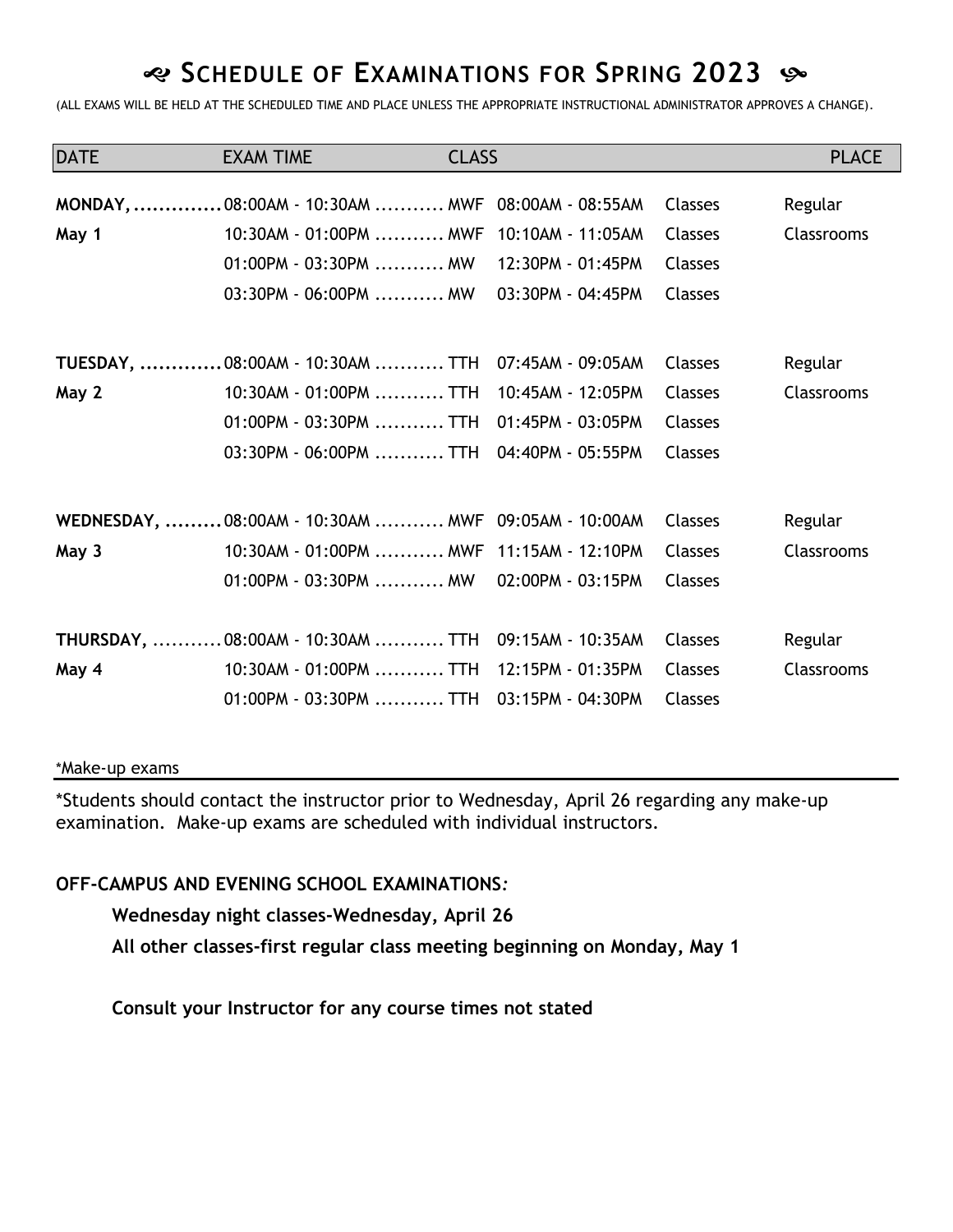# ☙ Schedule of Examinations for Spring 2023 ❧

(ALL EXAMS WILL BE HELD AT THE SCHEDULED TIME AND PLACE UNLESS THE APPROPRIATE INSTRUCTIONAL ADMINISTRATOR APPROVES A CHANGE).

| DATE | EXAM TIME | CLASS | | | PLACE |
|---|---|---|---|---|---|
| **MONDAY,** | 08:00AM - 10:30AM | MWF | 08:00AM - 08:55AM | Classes | Regular |
| **May 1** | 10:30AM - 01:00PM | MWF | 10:10AM - 11:05AM | Classes | Classrooms |
| | 01:00PM - 03:30PM | MW | 12:30PM - 01:45PM | Classes | |
| | 03:30PM - 06:00PM | MW | 03:30PM - 04:45PM | Classes | |
| **TUESDAY,** | 08:00AM - 10:30AM | TTH | 07:45AM - 09:05AM | Classes | Regular |
| **May 2** | 10:30AM - 01:00PM | TTH | 10:45AM - 12:05PM | Classes | Classrooms |
| | 01:00PM - 03:30PM | TTH | 01:45PM - 03:05PM | Classes | |
| | 03:30PM - 06:00PM | TTH | 04:40PM - 05:55PM | Classes | |
| **WEDNESDAY,** | 08:00AM - 10:30AM | MWF | 09:05AM - 10:00AM | Classes | Regular |
| **May 3** | 10:30AM - 01:00PM | MWF | 11:15AM - 12:10PM | Classes | Classrooms |
| | 01:00PM - 03:30PM | MW | 02:00PM - 03:15PM | Classes | |
| **THURSDAY,** | 08:00AM - 10:30AM | TTH | 09:15AM - 10:35AM | Classes | Regular |
| **May 4** | 10:30AM - 01:00PM | TTH | 12:15PM - 01:35PM | Classes | Classrooms |
| | 01:00PM - 03:30PM | TTH | 03:15PM - 04:30PM | Classes | |

*Make-up exams

*Students should contact the instructor prior to Wednesday, April 26 regarding any make-up examination. Make-up exams are scheduled with individual instructors.

**OFF-CAMPUS AND EVENING SCHOOL EXAMINATIONS:**

**Wednesday night classes-Wednesday, April 26**

**All other classes-first regular class meeting beginning on Monday, May 1**

**Consult your Instructor for any course times not stated**